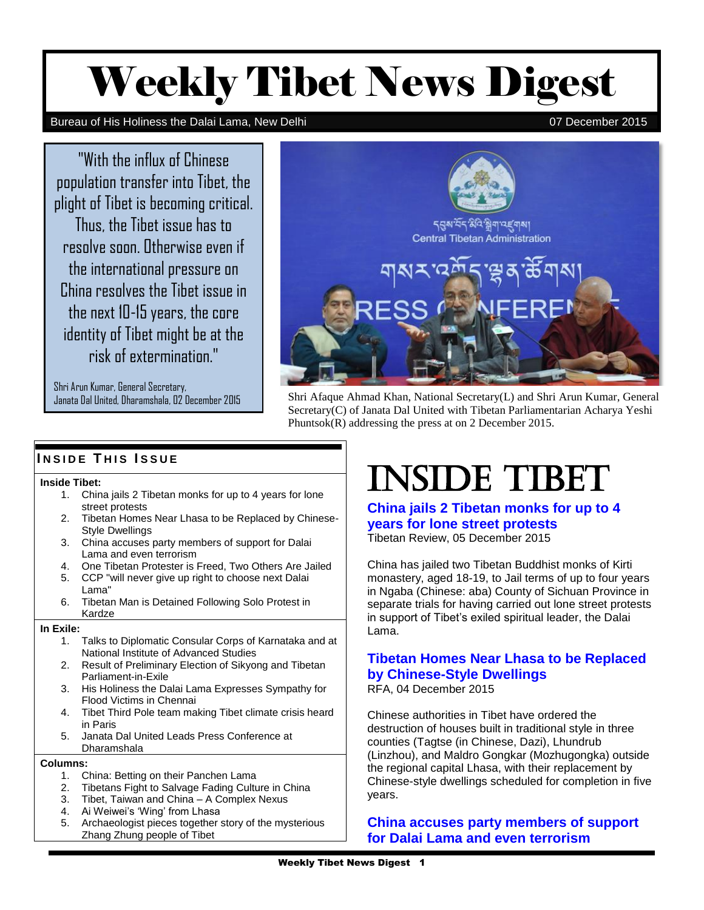# Weekly Tibet News Digest

Bureau of His Holiness the Dalai Lama, New Delhi — 07 December 2015

"With the influx of Chinese population transfer into Tibet, the plight of Tibet is becoming critical. Thus, the Tibet issue has to resolve soon. Otherwise even if the international pressure on China resolves the Tibet issue in the next 10-15 years, the core identity of Tibet might be at the risk of extermination."

Shri Arun Kumar, General Secretary, Janata Dal United, Dharamshala, 02 December 2015

Shri Afaque Ahmad Khan, National Secretary(L) and Shri Arun Kumar, General Secretary(C) of Janata Dal United with Tibetan Parliamentarian Acharya Yeshi Phuntsok(R) addressing the press at on 2 December 2015.

## Inside This Issue

**Inside Tibet:**

1. China jails 2 Tibetan monks for up to 4 years for lone street protests
2. Tibetan Homes Near Lhasa to be Replaced by Chinese-Style Dwellings
3. China accuses party members of support for Dalai Lama and even terrorism
4. One Tibetan Protester is Freed, Two Others Are Jailed
5. CCP "will never give up right to choose next Dalai Lama"
6. Tibetan Man is Detained Following Solo Protest in Kardze

**In Exile:**

1. Talks to Diplomatic Consular Corps of Karnataka and at National Institute of Advanced Studies
2. Result of Preliminary Election of Sikyong and Tibetan Parliament-in-Exile
3. His Holiness the Dalai Lama Expresses Sympathy for Flood Victims in Chennai
4. Tibet Third Pole team making Tibet climate crisis heard in Paris
5. Janata Dal United Leads Press Conference at Dharamshala

**Columns:**

1. China: Betting on their Panchen Lama
2. Tibetans Fight to Salvage Fading Culture in China
3. Tibet, Taiwan and China – A Complex Nexus
4. Ai Weiwei's 'Wing' from Lhasa
5. Archaeologist pieces together story of the mysterious Zhang Zhung people of Tibet

# Inside Tibet

### China jails 2 Tibetan monks for up to 4 years for lone street protests

Tibetan Review, 05 December 2015

China has jailed two Tibetan Buddhist monks of Kirti monastery, aged 18-19, to Jail terms of up to four years in Ngaba (Chinese: aba) County of Sichuan Province in separate trials for having carried out lone street protests in support of Tibet's exiled spiritual leader, the Dalai Lama.

### Tibetan Homes Near Lhasa to be Replaced by Chinese-Style Dwellings

RFA, 04 December 2015

Chinese authorities in Tibet have ordered the destruction of houses built in traditional style in three counties (Tagtse (in Chinese, Dazi), Lhundrub (Linzhou), and Maldro Gongkar (Mozhugongka) outside the regional capital Lhasa, with their replacement by Chinese-style dwellings scheduled for completion in five years.

### China accuses party members of support for Dalai Lama and even terrorism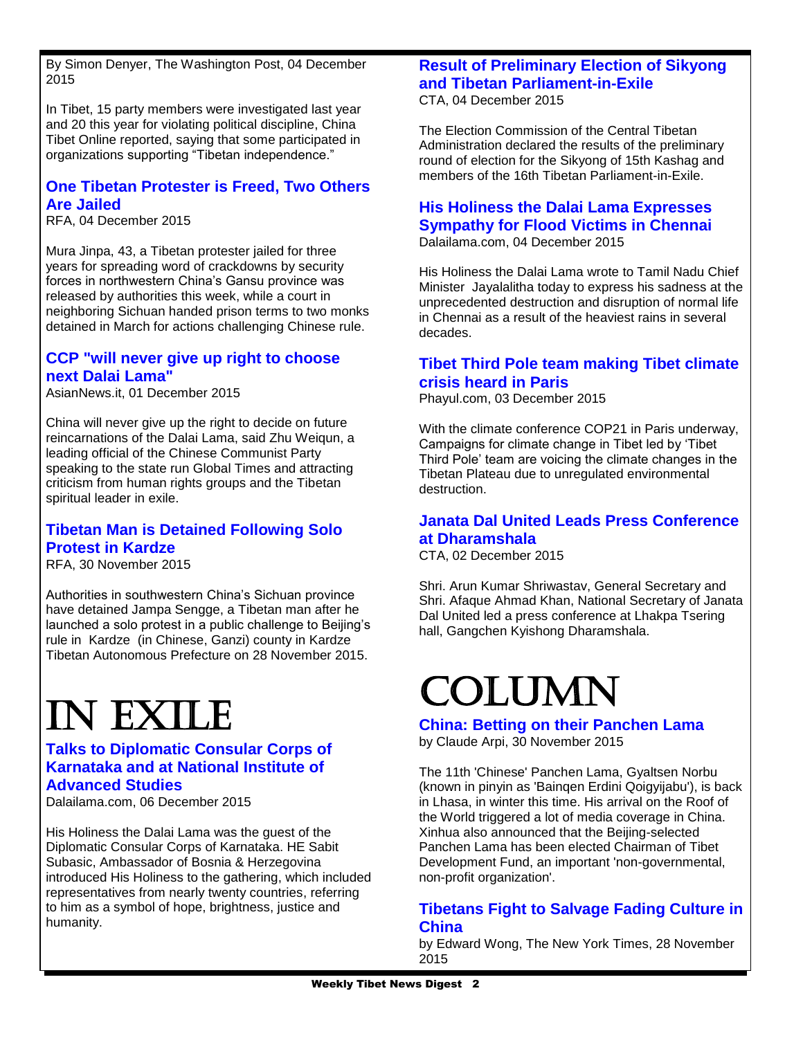By Simon Denyer, The Washington Post, 04 December 2015

In Tibet, 15 party members were investigated last year and 20 this year for violating political discipline, China Tibet Online reported, saying that some participated in organizations supporting "Tibetan independence."

### One Tibetan Protester is Freed, Two Others Are Jailed

RFA, 04 December 2015

Mura Jinpa, 43, a Tibetan protester jailed for three years for spreading word of crackdowns by security forces in northwestern China's Gansu province was released by authorities this week, while a court in neighboring Sichuan handed prison terms to two monks detained in March for actions challenging Chinese rule.

### CCP "will never give up right to choose next Dalai Lama"

AsianNews.it, 01 December 2015

China will never give up the right to decide on future reincarnations of the Dalai Lama, said Zhu Weiqun, a leading official of the Chinese Communist Party speaking to the state run Global Times and attracting criticism from human rights groups and the Tibetan spiritual leader in exile.

### Tibetan Man is Detained Following Solo Protest in Kardze

RFA, 30 November 2015

Authorities in southwestern China's Sichuan province have detained Jampa Sengge, a Tibetan man after he launched a solo protest in a public challenge to Beijing's rule in Kardze (in Chinese, Ganzi) county in Kardze Tibetan Autonomous Prefecture on 28 November 2015.

# IN EXILE

### Talks to Diplomatic Consular Corps of Karnataka and at National Institute of Advanced Studies

Dalailama.com, 06 December 2015

His Holiness the Dalai Lama was the guest of the Diplomatic Consular Corps of Karnataka. HE Sabit Subasic, Ambassador of Bosnia & Herzegovina introduced His Holiness to the gathering, which included representatives from nearly twenty countries, referring to him as a symbol of hope, brightness, justice and humanity.

### Result of Preliminary Election of Sikyong and Tibetan Parliament-in-Exile

CTA, 04 December 2015

The Election Commission of the Central Tibetan Administration declared the results of the preliminary round of election for the Sikyong of 15th Kashag and members of the 16th Tibetan Parliament-in-Exile.

### His Holiness the Dalai Lama Expresses Sympathy for Flood Victims in Chennai

Dalailama.com, 04 December 2015

His Holiness the Dalai Lama wrote to Tamil Nadu Chief Minister Jayalalitha today to express his sadness at the unprecedented destruction and disruption of normal life in Chennai as a result of the heaviest rains in several decades.

### Tibet Third Pole team making Tibet climate crisis heard in Paris

Phayul.com, 03 December 2015

With the climate conference COP21 in Paris underway, Campaigns for climate change in Tibet led by 'Tibet Third Pole' team are voicing the climate changes in the Tibetan Plateau due to unregulated environmental destruction.

### Janata Dal United Leads Press Conference at Dharamshala

CTA, 02 December 2015

Shri. Arun Kumar Shriwastav, General Secretary and Shri. Afaque Ahmad Khan, National Secretary of Janata Dal United led a press conference at Lhakpa Tsering hall, Gangchen Kyishong Dharamshala.

# COLUMN

### China: Betting on their Panchen Lama

by Claude Arpi, 30 November 2015

The 11th 'Chinese' Panchen Lama, Gyaltsen Norbu (known in pinyin as 'Bainqen Erdini Qoigyijabu'), is back in Lhasa, in winter this time. His arrival on the Roof of the World triggered a lot of media coverage in China. Xinhua also announced that the Beijing-selected Panchen Lama has been elected Chairman of Tibet Development Fund, an important 'non-governmental, non-profit organization'.

### Tibetans Fight to Salvage Fading Culture in China

by Edward Wong, The New York Times, 28 November 2015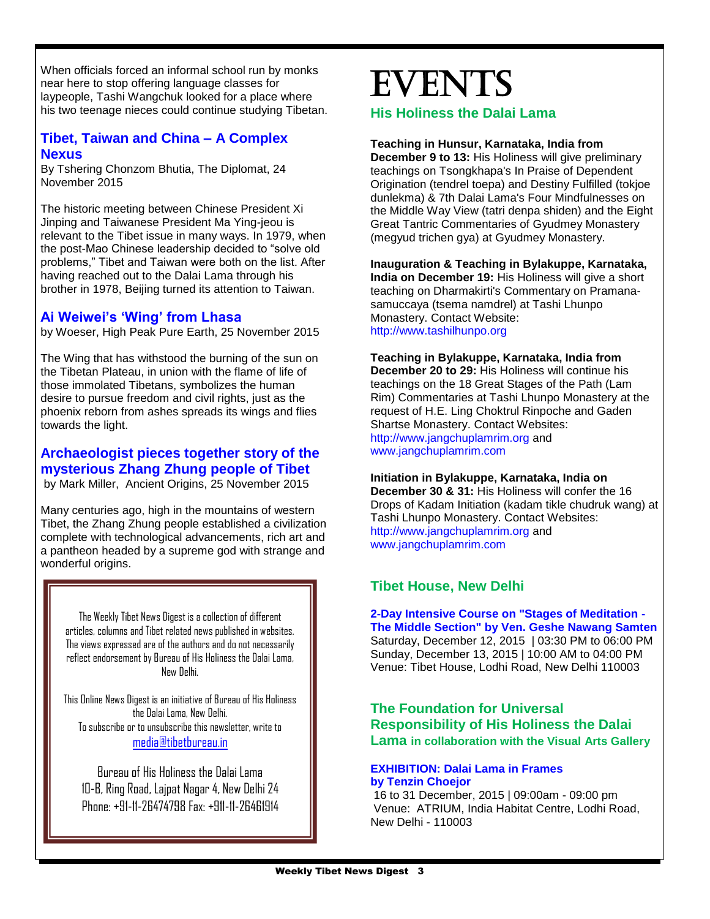When officials forced an informal school run by monks near here to stop offering language classes for laypeople, Tashi Wangchuk looked for a place where his two teenage nieces could continue studying Tibetan.

### Tibet, Taiwan and China – A Complex Nexus

By Tshering Chonzom Bhutia, The Diplomat, 24 November 2015

The historic meeting between Chinese President Xi Jinping and Taiwanese President Ma Ying-jeou is relevant to the Tibet issue in many ways. In 1979, when the post-Mao Chinese leadership decided to "solve old problems," Tibet and Taiwan were both on the list. After having reached out to the Dalai Lama through his brother in 1978, Beijing turned its attention to Taiwan.

### Ai Weiwei's 'Wing' from Lhasa

by Woeser, High Peak Pure Earth, 25 November 2015

The Wing that has withstood the burning of the sun on the Tibetan Plateau, in union with the flame of life of those immolated Tibetans, symbolizes the human desire to pursue freedom and civil rights, just as the phoenix reborn from ashes spreads its wings and flies towards the light.

### Archaeologist pieces together story of the mysterious Zhang Zhung people of Tibet

by Mark Miller, Ancient Origins, 25 November 2015

Many centuries ago, high in the mountains of western Tibet, the Zhang Zhung people established a civilization complete with technological advancements, rich art and a pantheon headed by a supreme god with strange and wonderful origins.

The Weekly Tibet News Digest is a collection of different articles, columns and Tibet related news published in websites. The views expressed are of the authors and do not necessarily reflect endorsement by Bureau of His Holiness the Dalai Lama, New Delhi.

This Online News Digest is an initiative of Bureau of His Holiness the Dalai Lama, New Delhi.
To subscribe or to unsubscribe this newsletter, write to media@tibetbureau.in

Bureau of His Holiness the Dalai Lama
10-B, Ring Road, Lajpat Nagar 4, New Delhi 24
Phone: +91-11-26474798 Fax: +911-11-26461914

# EVENTS

## His Holiness the Dalai Lama

**Teaching in Hunsur, Karnataka, India from December 9 to 13:** His Holiness will give preliminary teachings on Tsongkhapa's In Praise of Dependent Origination (tendrel toepa) and Destiny Fulfilled (tokjoe dunlekma) & 7th Dalai Lama's Four Mindfulnesses on the Middle Way View (tatri denpa shiden) and the Eight Great Tantric Commentaries of Gyudmey Monastery (megyud trichen gya) at Gyudmey Monastery.

**Inauguration & Teaching in Bylakuppe, Karnataka, India on December 19:** His Holiness will give a short teaching on Dharmakirti's Commentary on Pramana-samuccaya (tsema namdrel) at Tashi Lhunpo Monastery. Contact Website: http://www.tashilhunpo.org

**Teaching in Bylakuppe, Karnataka, India from December 20 to 29:** His Holiness will continue his teachings on the 18 Great Stages of the Path (Lam Rim) Commentaries at Tashi Lhunpo Monastery at the request of H.E. Ling Choktrul Rinpoche and Gaden Shartse Monastery. Contact Websites: http://www.jangchuplamrim.org and www.jangchuplamrim.com

**Initiation in Bylakuppe, Karnataka, India on December 30 & 31:** His Holiness will confer the 16 Drops of Kadam Initiation (kadam tikle chudruk wang) at Tashi Lhunpo Monastery. Contact Websites: http://www.jangchuplamrim.org and www.jangchuplamrim.com

## Tibet House, New Delhi

**2-Day Intensive Course on "Stages of Meditation - The Middle Section" by Ven. Geshe Nawang Samten**
Saturday, December 12, 2015 | 03:30 PM to 06:00 PM
Sunday, December 13, 2015 | 10:00 AM to 04:00 PM
Venue: Tibet House, Lodhi Road, New Delhi 110003

## The Foundation for Universal Responsibility of His Holiness the Dalai Lama in collaboration with the Visual Arts Gallery

**EXHIBITION: Dalai Lama in Frames by Tenzin Choejor**
16 to 31 December, 2015 | 09:00am - 09:00 pm
Venue: ATRIUM, India Habitat Centre, Lodhi Road, New Delhi - 110003